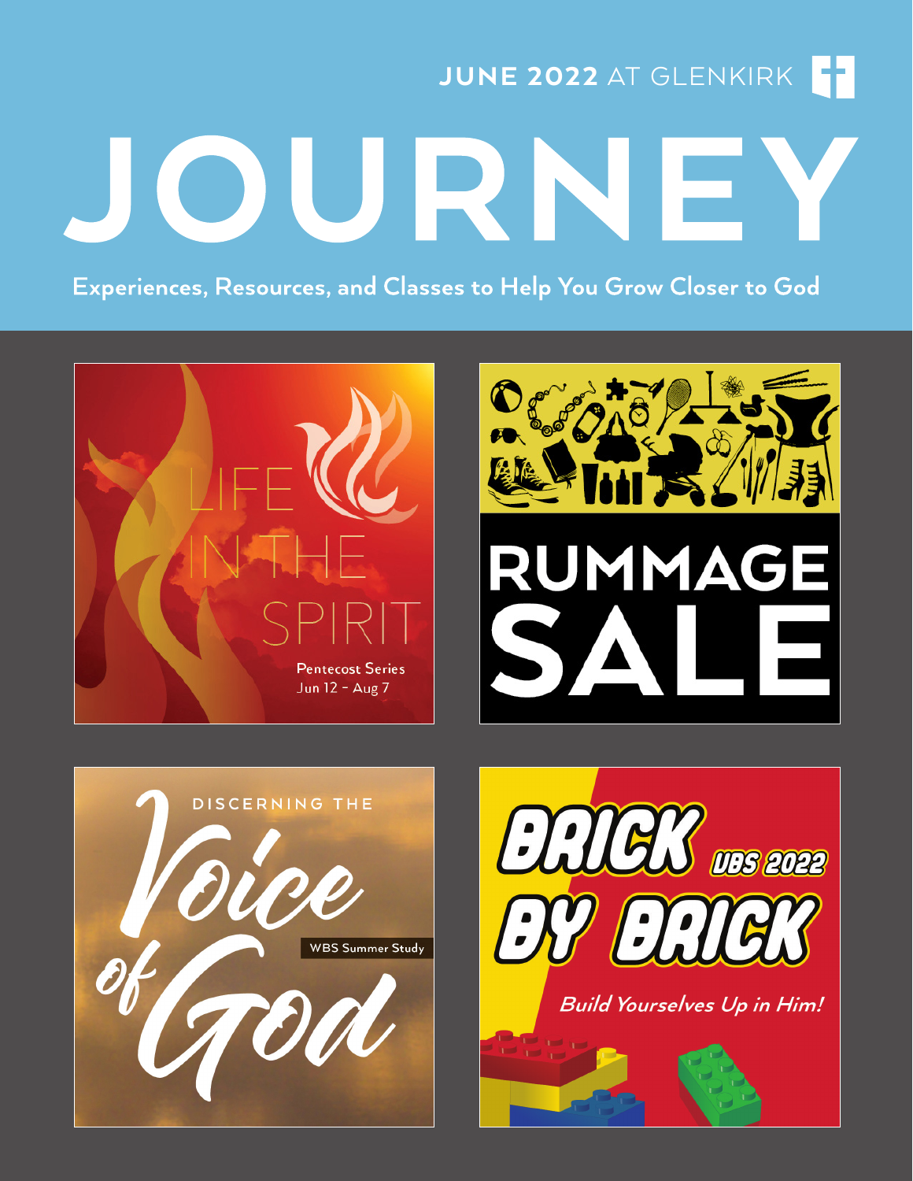JUNE 2022 AT GLENKIRK

# JOURNEY

Experiences, Resources, and Classes to Help You Grow Closer to God

LIFE IN THE SPIRIT

Pentecost Series
Jun 12 - Aug 7

RUMMAGE SALE

DISCERNING THE Voice of God

WBS Summer Study

BRICK BY BRICK

VBS 2022

*Build Yourselves Up in Him!*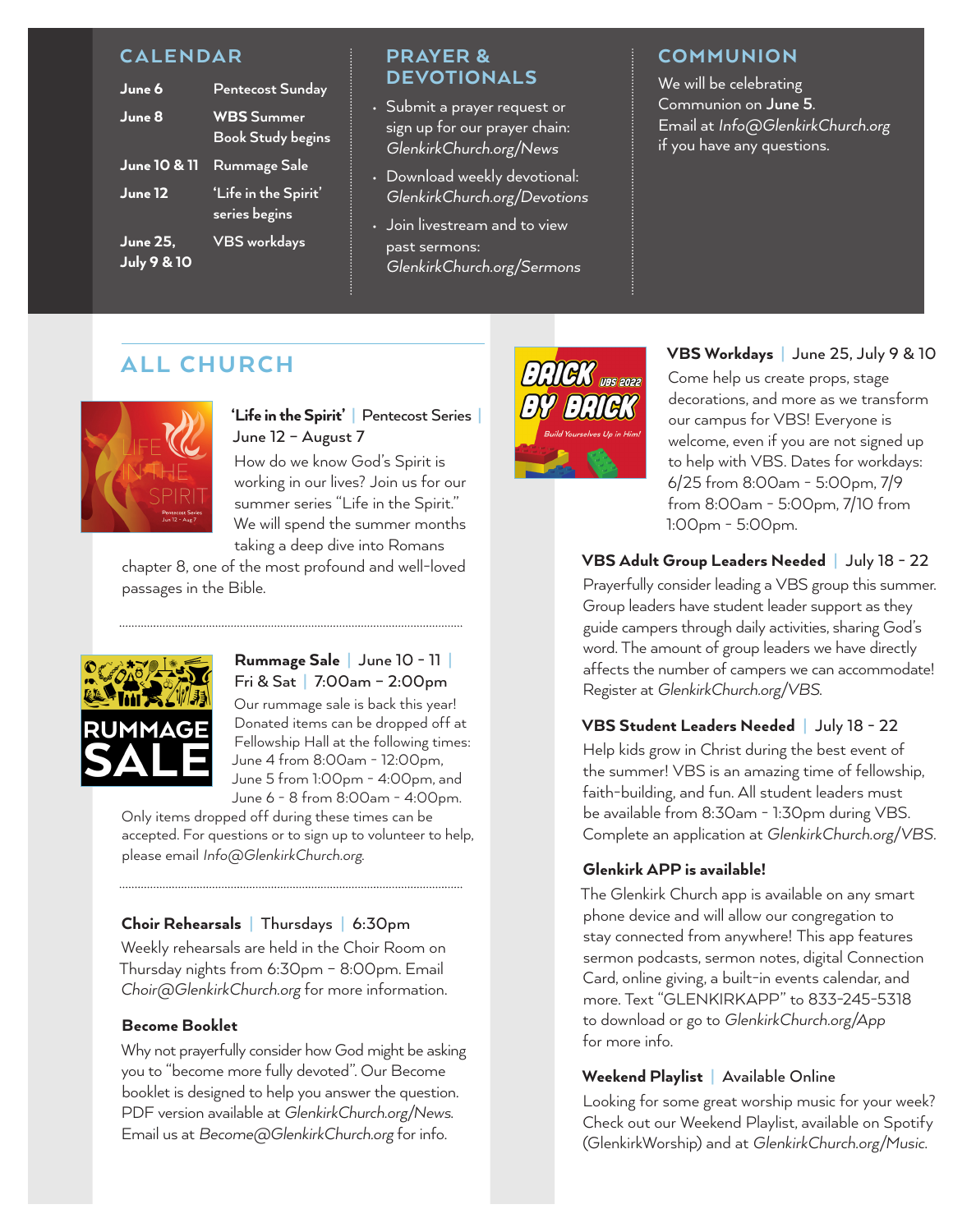## CALENDAR

| | |
|---|---|
| **June 6** | **Pentecost Sunday** |
| **June 8** | **WBS Summer Book Study begins** |
| **June 10 & 11** | **Rummage Sale** |
| **June 12** | **'Life in the Spirit' series begins** |
| **June 25, July 9 & 10** | **VBS workdays** |

## PRAYER & DEVOTIONALS

- Submit a prayer request or sign up for our prayer chain: *GlenkirkChurch.org/News*
- Download weekly devotional: *GlenkirkChurch.org/Devotions*
- Join livestream and to view past sermons: *GlenkirkChurch.org/Sermons*

## COMMUNION

We will be celebrating Communion on **June 5**. Email at *Info@GlenkirkChurch.org* if you have any questions.

## ALL CHURCH

**'Life in the Spirit'** | Pentecost Series | June 12 – August 7

How do we know God's Spirit is working in our lives? Join us for our summer series "Life in the Spirit." We will spend the summer months taking a deep dive into Romans chapter 8, one of the most profound and well-loved passages in the Bible.

**Rummage Sale** | June 10 - 11 | Fri & Sat | 7:00am – 2:00pm

Our rummage sale is back this year! Donated items can be dropped off at Fellowship Hall at the following times: June 4 from 8:00am - 12:00pm, June 5 from 1:00pm - 4:00pm, and June 6 - 8 from 8:00am - 4:00pm. Only items dropped off during these times can be accepted. For questions or to sign up to volunteer to help, please email *Info@GlenkirkChurch.org*.

**Choir Rehearsals** | Thursdays | 6:30pm

Weekly rehearsals are held in the Choir Room on Thursday nights from 6:30pm – 8:00pm. Email *Choir@GlenkirkChurch.org* for more information.

**Become Booklet**

Why not prayerfully consider how God might be asking you to "become more fully devoted". Our Become booklet is designed to help you answer the question. PDF version available at *GlenkirkChurch.org/News*. Email us at *Become@GlenkirkChurch.org* for info.

**VBS Workdays** | June 25, July 9 & 10

Come help us create props, stage decorations, and more as we transform our campus for VBS! Everyone is welcome, even if you are not signed up to help with VBS. Dates for workdays: 6/25 from 8:00am - 5:00pm, 7/9 from 8:00am - 5:00pm, 7/10 from 1:00pm - 5:00pm.

**VBS Adult Group Leaders Needed** | July 18 - 22

Prayerfully consider leading a VBS group this summer. Group leaders have student leader support as they guide campers through daily activities, sharing God's word. The amount of group leaders we have directly affects the number of campers we can accommodate! Register at *GlenkirkChurch.org/VBS*.

**VBS Student Leaders Needed** | July 18 - 22

Help kids grow in Christ during the best event of the summer! VBS is an amazing time of fellowship, faith-building, and fun. All student leaders must be available from 8:30am - 1:30pm during VBS. Complete an application at *GlenkirkChurch.org/VBS*.

**Glenkirk APP is available!**

The Glenkirk Church app is available on any smart phone device and will allow our congregation to stay connected from anywhere! This app features sermon podcasts, sermon notes, digital Connection Card, online giving, a built-in events calendar, and more. Text "GLENKIRKAPP" to 833-245-5318 to download or go to *GlenkirkChurch.org/App* for more info.

**Weekend Playlist** | Available Online

Looking for some great worship music for your week? Check out our Weekend Playlist, available on Spotify (GlenkirkWorship) and at *GlenkirkChurch.org/Music*.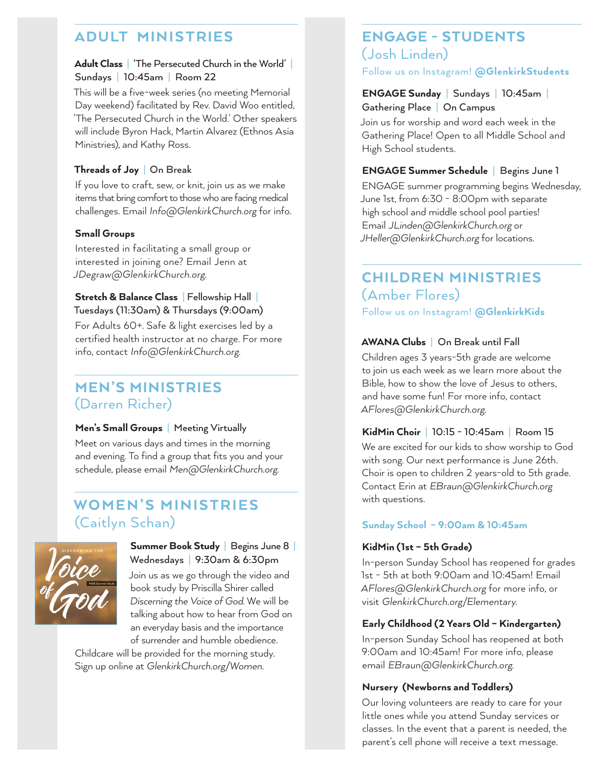## ADULT MINISTRIES

**Adult Class** | 'The Persecuted Church in the World' | Sundays | 10:45am | Room 22

This will be a five-week series (no meeting Memorial Day weekend) facilitated by Rev. David Woo entitled, 'The Persecuted Church in the World.' Other speakers will include Byron Hack, Martin Alvarez (Ethnos Asia Ministries), and Kathy Ross.

**Threads of Joy** | On Break

If you love to craft, sew, or knit, join us as we make items that bring comfort to those who are facing medical challenges. Email *Info@GlenkirkChurch.org* for info.

**Small Groups**

Interested in facilitating a small group or interested in joining one? Email Jenn at *JDegraw@GlenkirkChurch.org.*

**Stretch & Balance Class** | Fellowship Hall | Tuesdays (11:30am) & Thursdays (9:00am)

For Adults 60+. Safe & light exercises led by a certified health instructor at no charge. For more info, contact *Info@GlenkirkChurch.org.*

## MEN'S MINISTRIES
(Darren Richer)

**Men's Small Groups** | Meeting Virtually

Meet on various days and times in the morning and evening. To find a group that fits you and your schedule, please email *Men@GlenkirkChurch.org.*

## WOMEN'S MINISTRIES
(Caitlyn Schan)

**Summer Book Study** | Begins June 8 | Wednesdays | 9:30am & 6:30pm

Join us as we go through the video and book study by Priscilla Shirer called *Discerning the Voice of God.* We will be talking about how to hear from God on an everyday basis and the importance of surrender and humble obedience.

Childcare will be provided for the morning study. Sign up online at *GlenkirkChurch.org/Women.*

## ENGAGE - STUDENTS
(Josh Linden)

Follow us on Instagram! **@GlenkirkStudents**

**ENGAGE Sunday** | Sundays | 10:45am | Gathering Place | On Campus

Join us for worship and word each week in the Gathering Place! Open to all Middle School and High School students.

**ENGAGE Summer Schedule** | Begins June 1

ENGAGE summer programming begins Wednesday, June 1st, from 6:30 - 8:00pm with separate high school and middle school pool parties! Email *JLinden@GlenkirkChurch.org* or *JHeller@GlenkirkChurch.org* for locations.

## CHILDREN MINISTRIES
(Amber Flores)

Follow us on Instagram! **@GlenkirkKids**

**AWANA Clubs** | On Break until Fall

Children ages 3 years-5th grade are welcome to join us each week as we learn more about the Bible, how to show the love of Jesus to others, and have some fun! For more info, contact *AFlores@GlenkirkChurch.org.*

**KidMin Choir** | 10:15 - 10:45am | Room 15

We are excited for our kids to show worship to God with song. Our next performance is June 26th. Choir is open to children 2 years-old to 5th grade. Contact Erin at *EBraun@GlenkirkChurch.org* with questions.

### Sunday School – 9:00am & 10:45am

**KidMin (1st – 5th Grade)**

In-person Sunday School has reopened for grades 1st - 5th at both 9:00am and 10:45am! Email *AFlores@GlenkirkChurch.org* for more info, or visit *GlenkirkChurch.org/Elementary.*

**Early Childhood (2 Years Old – Kindergarten)**

In-person Sunday School has reopened at both 9:00am and 10:45am! For more info, please email *EBraun@GlenkirkChurch.org.*

**Nursery (Newborns and Toddlers)**

Our loving volunteers are ready to care for your little ones while you attend Sunday services or classes. In the event that a parent is needed, the parent's cell phone will receive a text message.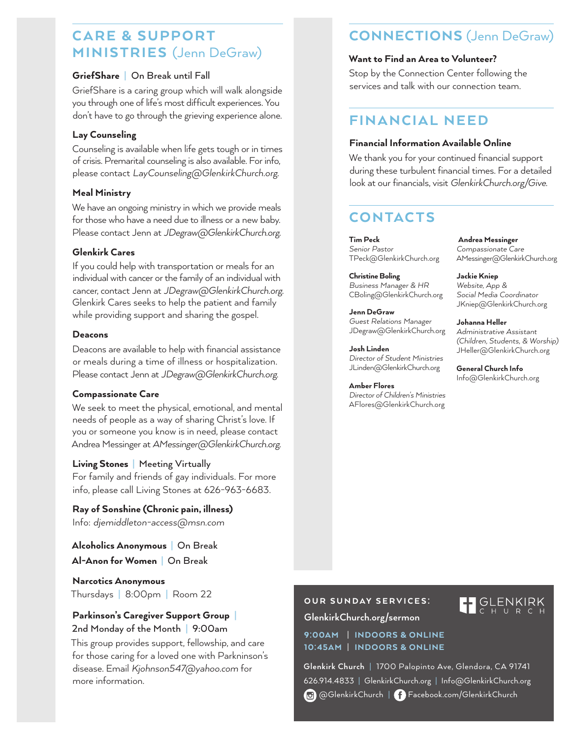## CARE & SUPPORT MINISTRIES (Jenn DeGraw)

**GriefShare** | On Break until Fall

GriefShare is a caring group which will walk alongside you through one of life's most difficult experiences. You don't have to go through the grieving experience alone.

**Lay Counseling**

Counseling is available when life gets tough or in times of crisis. Premarital counseling is also available. For info, please contact *LayCounseling@GlenkirkChurch.org.*

**Meal Ministry**

We have an ongoing ministry in which we provide meals for those who have a need due to illness or a new baby. Please contact Jenn at *JDegraw@GlenkirkChurch.org.*

**Glenkirk Cares**

If you could help with transportation or meals for an individual with cancer or the family of an individual with cancer, contact Jenn at *JDegraw@GlenkirkChurch.org.* Glenkirk Cares seeks to help the patient and family while providing support and sharing the gospel.

**Deacons**

Deacons are available to help with financial assistance or meals during a time of illness or hospitalization. Please contact Jenn at *JDegraw@GlenkirkChurch.org.*

**Compassionate Care**

We seek to meet the physical, emotional, and mental needs of people as a way of sharing Christ's love. If you or someone you know is in need, please contact Andrea Messinger at *AMessinger@GlenkirkChurch.org.*

**Living Stones** | Meeting Virtually

For family and friends of gay individuals. For more info, please call Living Stones at 626-963-6683.

**Ray of Sonshine (Chronic pain, illness)**

Info: *djemiddleton-access@msn.com*

**Alcoholics Anonymous** | On Break

**Al-Anon for Women** | On Break

**Narcotics Anonymous**

Thursdays | 8:00pm | Room 22

**Parkinson's Caregiver Support Group** | 2nd Monday of the Month | 9:00am

This group provides support, fellowship, and care for those caring for a loved one with Parkninson's disease. Email *Kjohnson547@yahoo.com* for more information.

## CONNECTIONS (Jenn DeGraw)

**Want to Find an Area to Volunteer?**

Stop by the Connection Center following the services and talk with our connection team.

## FINANCIAL NEED

**Financial Information Available Online**

We thank you for your continued financial support during these turbulent financial times. For a detailed look at our financials, visit *GlenkirkChurch.org/Give.*

## CONTACTS

**Tim Peck**
*Senior Pastor*
TPeck@GlenkirkChurch.org

**Christine Boling**
*Business Manager & HR*
CBoling@GlenkirkChurch.org

**Jenn DeGraw**
*Guest Relations Manager*
JDegraw@GlenkirkChurch.org

**Josh Linden**
*Director of Student Ministries*
JLinden@GlenkirkChurch.org

**Amber Flores**
*Director of Children's Ministries*
AFlores@GlenkirkChurch.org

**Andrea Messinger**
*Compassionate Care*
AMessinger@GlenkirkChurch.org

**Jackie Kniep**
*Website, App & Social Media Coordinator*
JKniep@GlenkirkChurch.org

**Johanna Heller**
*Administrative Assistant (Children, Students, & Worship)*
JHeller@GlenkirkChurch.org

**General Church Info**
Info@GlenkirkChurch.org

**OUR SUNDAY SERVICES:**

GlenkirkChurch.org/sermon

GLENKIRK CHURCH

**9:00AM** | **INDOORS & ONLINE**
**10:45AM** | **INDOORS & ONLINE**

**Glenkirk Church** | 1700 Palopinto Ave, Glendora, CA 91741
626.914.4833 | GlenkirkChurch.org | Info@GlenkirkChurch.org
@GlenkirkChurch | Facebook.com/GlenkirkChurch